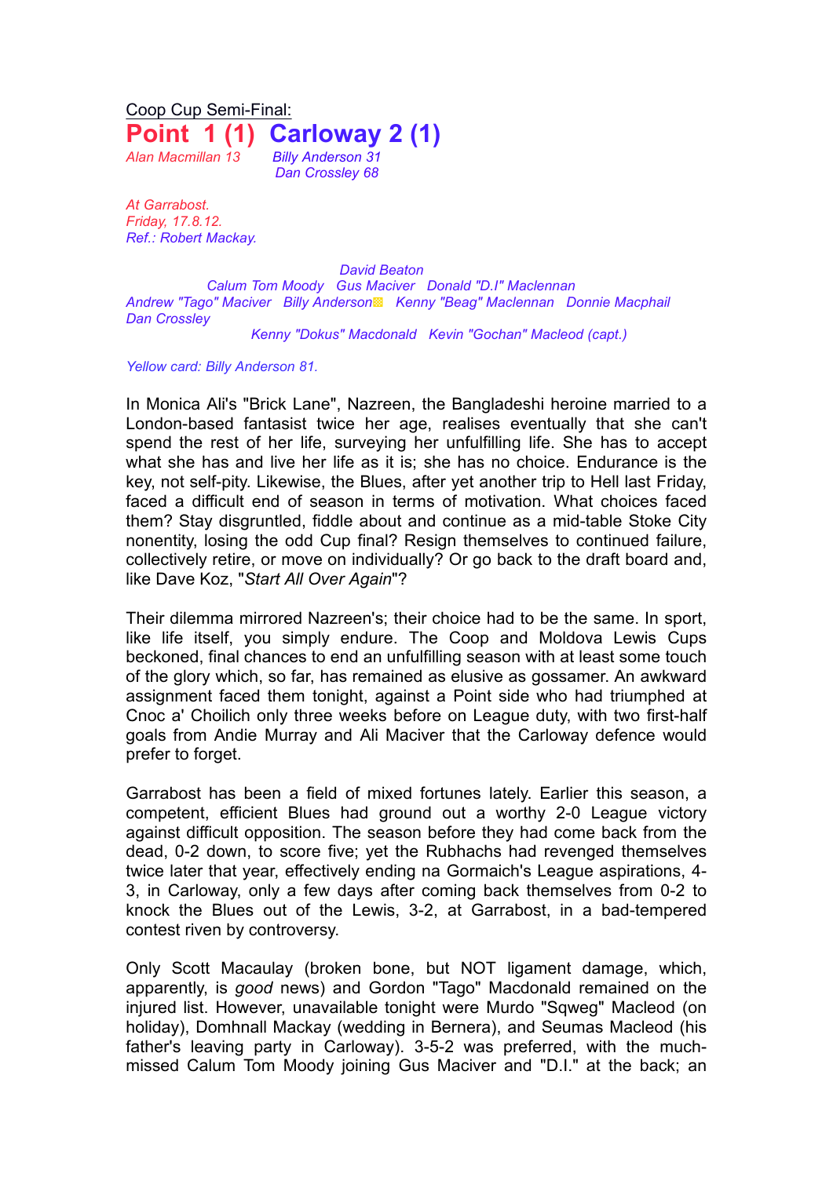Coop Cup Semi-Final:

# Point 1 (1) Carloway 2 (1)

*Alan Macmillan 13* *Billy Anderson 31*
*Dan Crossley 68*

*At Garrabost.*
*Friday, 17.8.12.*
*Ref.: Robert Mackay.*

*David Beaton*
*Calum Tom Moody Gus Maciver Donald "D.I" Maclennan*
*Andrew "Tago" Maciver Billy Anderson Kenny "Beag" Maclennan Donnie Macphail*
*Dan Crossley*
*Kenny "Dokus" Macdonald Kevin "Gochan" Macleod (capt.)*

*Yellow card: Billy Anderson 81.*

In Monica Ali's "Brick Lane", Nazreen, the Bangladeshi heroine married to a London-based fantasist twice her age, realises eventually that she can't spend the rest of her life, surveying her unfulfilling life. She has to accept what she has and live her life as it is; she has no choice. Endurance is the key, not self-pity. Likewise, the Blues, after yet another trip to Hell last Friday, faced a difficult end of season in terms of motivation. What choices faced them? Stay disgruntled, fiddle about and continue as a mid-table Stoke City nonentity, losing the odd Cup final? Resign themselves to continued failure, collectively retire, or move on individually? Or go back to the draft board and, like Dave Koz, "*Start All Over Again*"?

Their dilemma mirrored Nazreen's; their choice had to be the same. In sport, like life itself, you simply endure. The Coop and Moldova Lewis Cups beckoned, final chances to end an unfulfilling season with at least some touch of the glory which, so far, has remained as elusive as gossamer. An awkward assignment faced them tonight, against a Point side who had triumphed at Cnoc a' Choilich only three weeks before on League duty, with two first-half goals from Andie Murray and Ali Maciver that the Carloway defence would prefer to forget.

Garrabost has been a field of mixed fortunes lately. Earlier this season, a competent, efficient Blues had ground out a worthy 2-0 League victory against difficult opposition. The season before they had come back from the dead, 0-2 down, to score five; yet the Rubhachs had revenged themselves twice later that year, effectively ending na Gormaich's League aspirations, 4-3, in Carloway, only a few days after coming back themselves from 0-2 to knock the Blues out of the Lewis, 3-2, at Garrabost, in a bad-tempered contest riven by controversy.

Only Scott Macaulay (broken bone, but NOT ligament damage, which, apparently, is *good* news) and Gordon "Tago" Macdonald remained on the injured list. However, unavailable tonight were Murdo "Sqweg" Macleod (on holiday), Domhnall Mackay (wedding in Bernera), and Seumas Macleod (his father's leaving party in Carloway). 3-5-2 was preferred, with the much-missed Calum Tom Moody joining Gus Maciver and "D.I." at the back; an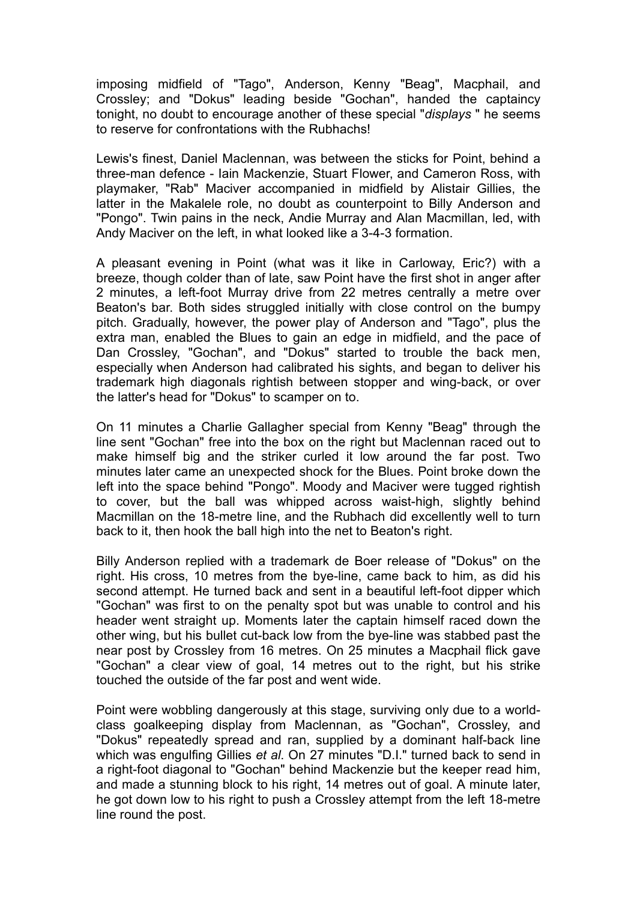imposing midfield of "Tago", Anderson, Kenny "Beag", Macphail, and Crossley; and "Dokus" leading beside "Gochan", handed the captaincy tonight, no doubt to encourage another of these special "*displays* " he seems to reserve for confrontations with the Rubhachs!

Lewis's finest, Daniel Maclennan, was between the sticks for Point, behind a three-man defence - Iain Mackenzie, Stuart Flower, and Cameron Ross, with playmaker, "Rab" Maciver accompanied in midfield by Alistair Gillies, the latter in the Makalele role, no doubt as counterpoint to Billy Anderson and "Pongo". Twin pains in the neck, Andie Murray and Alan Macmillan, led, with Andy Maciver on the left, in what looked like a 3-4-3 formation.

A pleasant evening in Point (what was it like in Carloway, Eric?) with a breeze, though colder than of late, saw Point have the first shot in anger after 2 minutes, a left-foot Murray drive from 22 metres centrally a metre over Beaton's bar. Both sides struggled initially with close control on the bumpy pitch. Gradually, however, the power play of Anderson and "Tago", plus the extra man, enabled the Blues to gain an edge in midfield, and the pace of Dan Crossley, "Gochan", and "Dokus" started to trouble the back men, especially when Anderson had calibrated his sights, and began to deliver his trademark high diagonals rightish between stopper and wing-back, or over the latter's head for "Dokus" to scamper on to.

On 11 minutes a Charlie Gallagher special from Kenny "Beag" through the line sent "Gochan" free into the box on the right but Maclennan raced out to make himself big and the striker curled it low around the far post. Two minutes later came an unexpected shock for the Blues. Point broke down the left into the space behind "Pongo". Moody and Maciver were tugged rightish to cover, but the ball was whipped across waist-high, slightly behind Macmillan on the 18-metre line, and the Rubhach did excellently well to turn back to it, then hook the ball high into the net to Beaton's right.

Billy Anderson replied with a trademark de Boer release of "Dokus" on the right. His cross, 10 metres from the bye-line, came back to him, as did his second attempt. He turned back and sent in a beautiful left-foot dipper which "Gochan" was first to on the penalty spot but was unable to control and his header went straight up. Moments later the captain himself raced down the other wing, but his bullet cut-back low from the bye-line was stabbed past the near post by Crossley from 16 metres. On 25 minutes a Macphail flick gave "Gochan" a clear view of goal, 14 metres out to the right, but his strike touched the outside of the far post and went wide.

Point were wobbling dangerously at this stage, surviving only due to a world-class goalkeeping display from Maclennan, as "Gochan", Crossley, and "Dokus" repeatedly spread and ran, supplied by a dominant half-back line which was engulfing Gillies *et al*. On 27 minutes "D.I." turned back to send in a right-foot diagonal to "Gochan" behind Mackenzie but the keeper read him, and made a stunning block to his right, 14 metres out of goal. A minute later, he got down low to his right to push a Crossley attempt from the left 18-metre line round the post.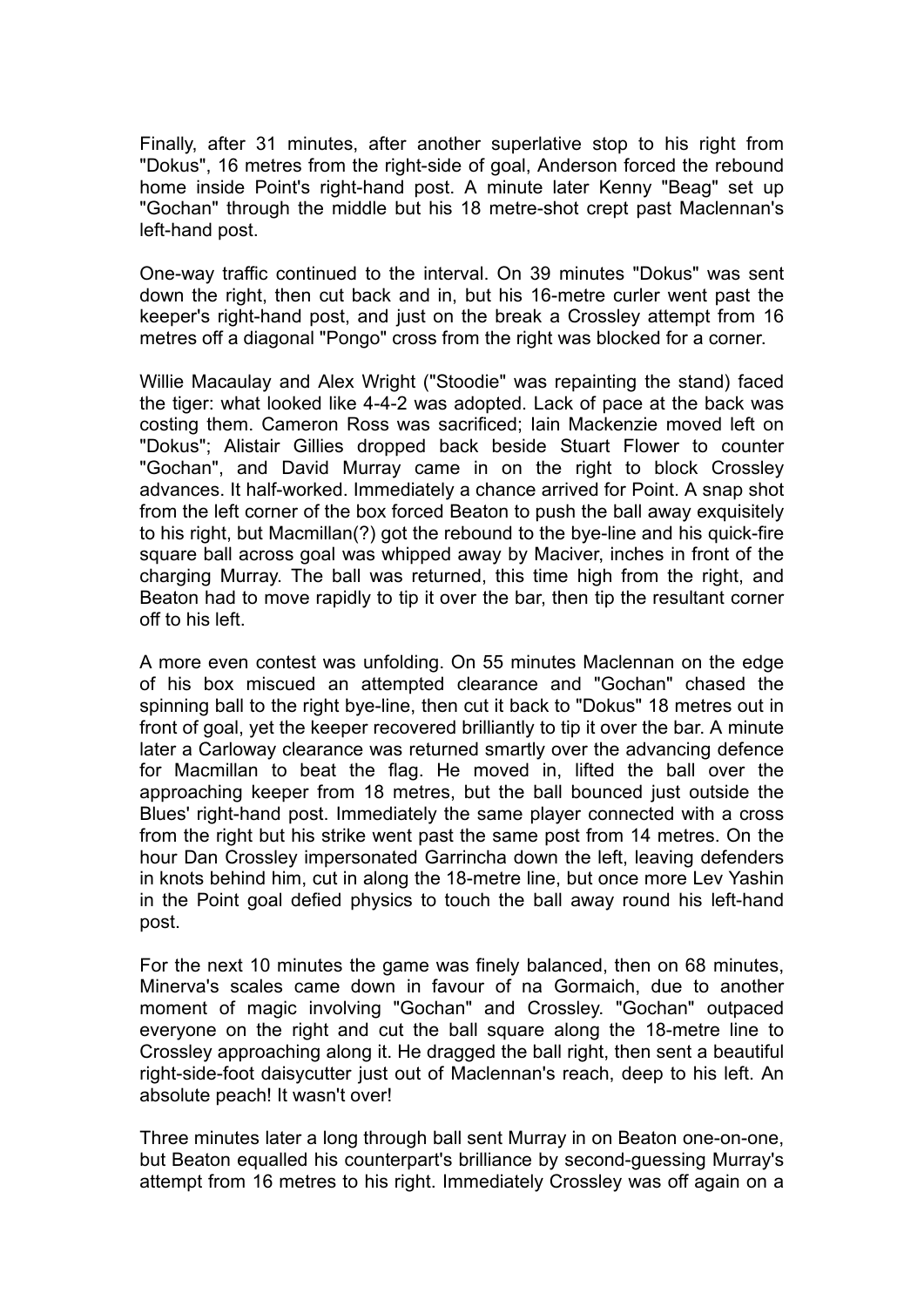Finally, after 31 minutes, after another superlative stop to his right from "Dokus", 16 metres from the right-side of goal, Anderson forced the rebound home inside Point's right-hand post. A minute later Kenny "Beag" set up "Gochan" through the middle but his 18 metre-shot crept past Maclennan's left-hand post.

One-way traffic continued to the interval. On 39 minutes "Dokus" was sent down the right, then cut back and in, but his 16-metre curler went past the keeper's right-hand post, and just on the break a Crossley attempt from 16 metres off a diagonal "Pongo" cross from the right was blocked for a corner.

Willie Macaulay and Alex Wright ("Stoodie" was repainting the stand) faced the tiger: what looked like 4-4-2 was adopted. Lack of pace at the back was costing them. Cameron Ross was sacrificed; Iain Mackenzie moved left on "Dokus"; Alistair Gillies dropped back beside Stuart Flower to counter "Gochan", and David Murray came in on the right to block Crossley advances. It half-worked. Immediately a chance arrived for Point. A snap shot from the left corner of the box forced Beaton to push the ball away exquisitely to his right, but Macmillan(?) got the rebound to the bye-line and his quick-fire square ball across goal was whipped away by Maciver, inches in front of the charging Murray. The ball was returned, this time high from the right, and Beaton had to move rapidly to tip it over the bar, then tip the resultant corner off to his left.

A more even contest was unfolding. On 55 minutes Maclennan on the edge of his box miscued an attempted clearance and "Gochan" chased the spinning ball to the right bye-line, then cut it back to "Dokus" 18 metres out in front of goal, yet the keeper recovered brilliantly to tip it over the bar. A minute later a Carloway clearance was returned smartly over the advancing defence for Macmillan to beat the flag. He moved in, lifted the ball over the approaching keeper from 18 metres, but the ball bounced just outside the Blues' right-hand post. Immediately the same player connected with a cross from the right but his strike went past the same post from 14 metres. On the hour Dan Crossley impersonated Garrincha down the left, leaving defenders in knots behind him, cut in along the 18-metre line, but once more Lev Yashin in the Point goal defied physics to touch the ball away round his left-hand post.

For the next 10 minutes the game was finely balanced, then on 68 minutes, Minerva's scales came down in favour of na Gormaich, due to another moment of magic involving "Gochan" and Crossley. "Gochan" outpaced everyone on the right and cut the ball square along the 18-metre line to Crossley approaching along it. He dragged the ball right, then sent a beautiful right-side-foot daisycutter just out of Maclennan's reach, deep to his left. An absolute peach! It wasn't over!

Three minutes later a long through ball sent Murray in on Beaton one-on-one, but Beaton equalled his counterpart's brilliance by second-guessing Murray's attempt from 16 metres to his right. Immediately Crossley was off again on a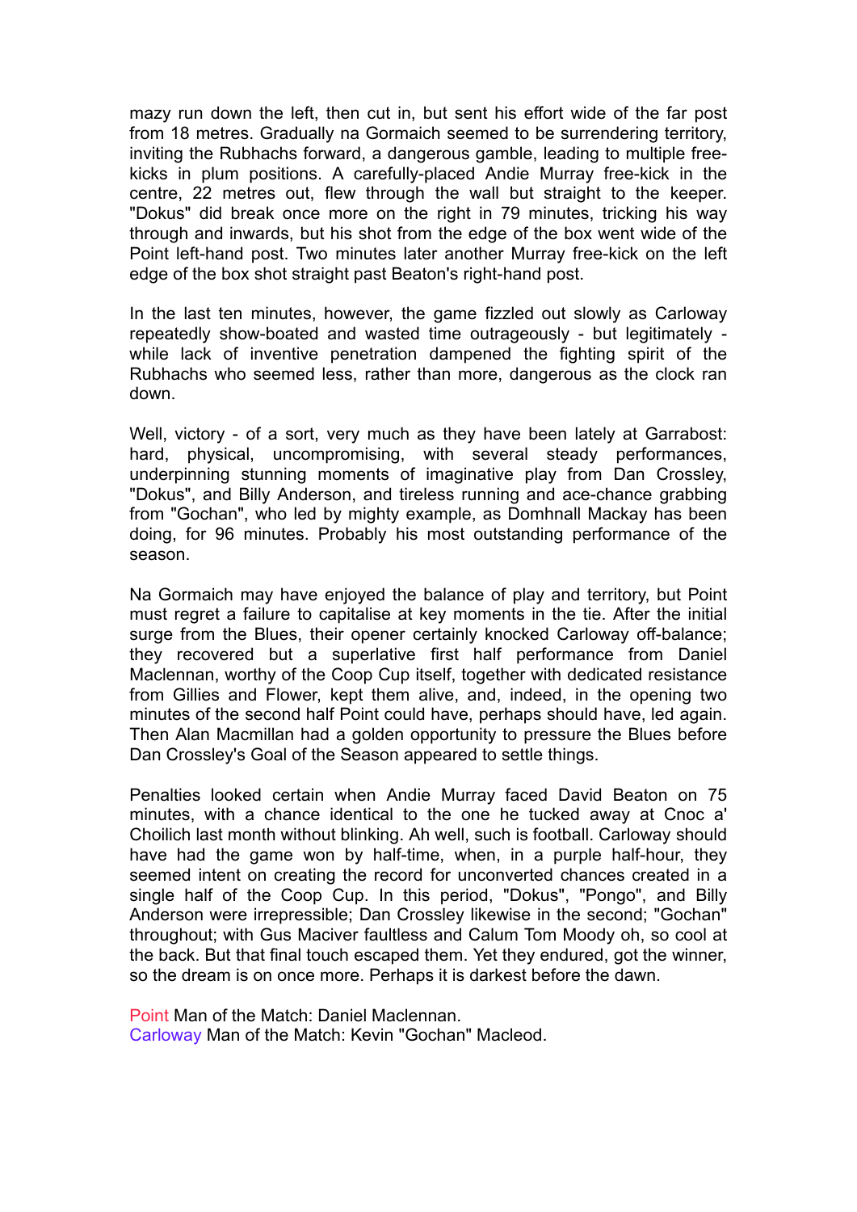mazy run down the left, then cut in, but sent his effort wide of the far post from 18 metres. Gradually na Gormaich seemed to be surrendering territory, inviting the Rubhachs forward, a dangerous gamble, leading to multiple free-kicks in plum positions. A carefully-placed Andie Murray free-kick in the centre, 22 metres out, flew through the wall but straight to the keeper. "Dokus" did break once more on the right in 79 minutes, tricking his way through and inwards, but his shot from the edge of the box went wide of the Point left-hand post. Two minutes later another Murray free-kick on the left edge of the box shot straight past Beaton's right-hand post.

In the last ten minutes, however, the game fizzled out slowly as Carloway repeatedly show-boated and wasted time outrageously - but legitimately - while lack of inventive penetration dampened the fighting spirit of the Rubhachs who seemed less, rather than more, dangerous as the clock ran down.

Well, victory - of a sort, very much as they have been lately at Garrabost: hard, physical, uncompromising, with several steady performances, underpinning stunning moments of imaginative play from Dan Crossley, "Dokus", and Billy Anderson, and tireless running and ace-chance grabbing from "Gochan", who led by mighty example, as Domhnall Mackay has been doing, for 96 minutes. Probably his most outstanding performance of the season.

Na Gormaich may have enjoyed the balance of play and territory, but Point must regret a failure to capitalise at key moments in the tie. After the initial surge from the Blues, their opener certainly knocked Carloway off-balance; they recovered but a superlative first half performance from Daniel Maclennan, worthy of the Coop Cup itself, together with dedicated resistance from Gillies and Flower, kept them alive, and, indeed, in the opening two minutes of the second half Point could have, perhaps should have, led again. Then Alan Macmillan had a golden opportunity to pressure the Blues before Dan Crossley's Goal of the Season appeared to settle things.

Penalties looked certain when Andie Murray faced David Beaton on 75 minutes, with a chance identical to the one he tucked away at Cnoc a' Choilich last month without blinking. Ah well, such is football. Carloway should have had the game won by half-time, when, in a purple half-hour, they seemed intent on creating the record for unconverted chances created in a single half of the Coop Cup. In this period, "Dokus", "Pongo", and Billy Anderson were irrepressible; Dan Crossley likewise in the second; "Gochan" throughout; with Gus Maciver faultless and Calum Tom Moody oh, so cool at the back. But that final touch escaped them. Yet they endured, got the winner, so the dream is on once more. Perhaps it is darkest before the dawn.

Point Man of the Match: Daniel Maclennan.
Carloway Man of the Match: Kevin "Gochan" Macleod.